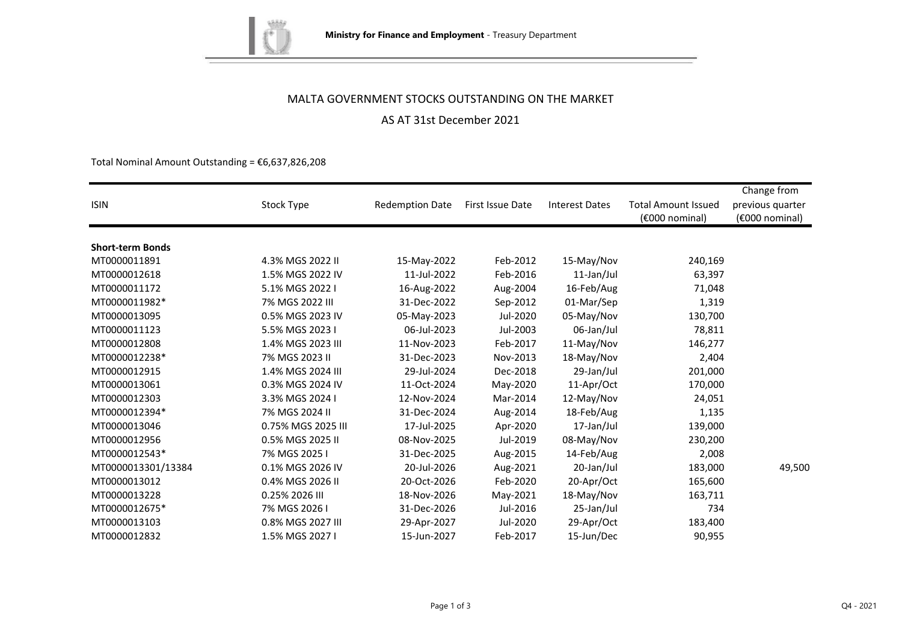Ministry for Finance and Employment - Treasury Department

# MALTA GOVERNMENT STOCKS OUTSTANDING ON THE MARKET

## AS AT 31st December 2021

Total Nominal Amount Outstanding = €6,637,826,208

| ISIN | Stock Type | Redemption Date | First Issue Date | Interest Dates | Total Amount Issued (€000 nominal) | Change from previous quarter (€000 nominal) |
|---|---|---|---|---|---|---|
| **Short-term Bonds** | | | | | | |
| MT0000011891 | 4.3% MGS 2022 II | 15-May-2022 | Feb-2012 | 15-May/Nov | 240,169 | |
| MT0000012618 | 1.5% MGS 2022 IV | 11-Jul-2022 | Feb-2016 | 11-Jan/Jul | 63,397 | |
| MT0000011172 | 5.1% MGS 2022 I | 16-Aug-2022 | Aug-2004 | 16-Feb/Aug | 71,048 | |
| MT0000011982* | 7% MGS 2022 III | 31-Dec-2022 | Sep-2012 | 01-Mar/Sep | 1,319 | |
| MT0000013095 | 0.5% MGS 2023 IV | 05-May-2023 | Jul-2020 | 05-May/Nov | 130,700 | |
| MT0000011123 | 5.5% MGS 2023 I | 06-Jul-2023 | Jul-2003 | 06-Jan/Jul | 78,811 | |
| MT0000012808 | 1.4% MGS 2023 III | 11-Nov-2023 | Feb-2017 | 11-May/Nov | 146,277 | |
| MT0000012238* | 7% MGS 2023 II | 31-Dec-2023 | Nov-2013 | 18-May/Nov | 2,404 | |
| MT0000012915 | 1.4% MGS 2024 III | 29-Jul-2024 | Dec-2018 | 29-Jan/Jul | 201,000 | |
| MT0000013061 | 0.3% MGS 2024 IV | 11-Oct-2024 | May-2020 | 11-Apr/Oct | 170,000 | |
| MT0000012303 | 3.3% MGS 2024 I | 12-Nov-2024 | Mar-2014 | 12-May/Nov | 24,051 | |
| MT0000012394* | 7% MGS 2024 II | 31-Dec-2024 | Aug-2014 | 18-Feb/Aug | 1,135 | |
| MT0000013046 | 0.75% MGS 2025 III | 17-Jul-2025 | Apr-2020 | 17-Jan/Jul | 139,000 | |
| MT0000012956 | 0.5% MGS 2025 II | 08-Nov-2025 | Jul-2019 | 08-May/Nov | 230,200 | |
| MT0000012543* | 7% MGS 2025 I | 31-Dec-2025 | Aug-2015 | 14-Feb/Aug | 2,008 | |
| MT0000013301/13384 | 0.1% MGS 2026 IV | 20-Jul-2026 | Aug-2021 | 20-Jan/Jul | 183,000 | 49,500 |
| MT0000013012 | 0.4% MGS 2026 II | 20-Oct-2026 | Feb-2020 | 20-Apr/Oct | 165,600 | |
| MT0000013228 | 0.25% 2026 III | 18-Nov-2026 | May-2021 | 18-May/Nov | 163,711 | |
| MT0000012675* | 7% MGS 2026 I | 31-Dec-2026 | Jul-2016 | 25-Jan/Jul | 734 | |
| MT0000013103 | 0.8% MGS 2027 III | 29-Apr-2027 | Jul-2020 | 29-Apr/Oct | 183,400 | |
| MT0000012832 | 1.5% MGS 2027 I | 15-Jun-2027 | Feb-2017 | 15-Jun/Dec | 90,955 | |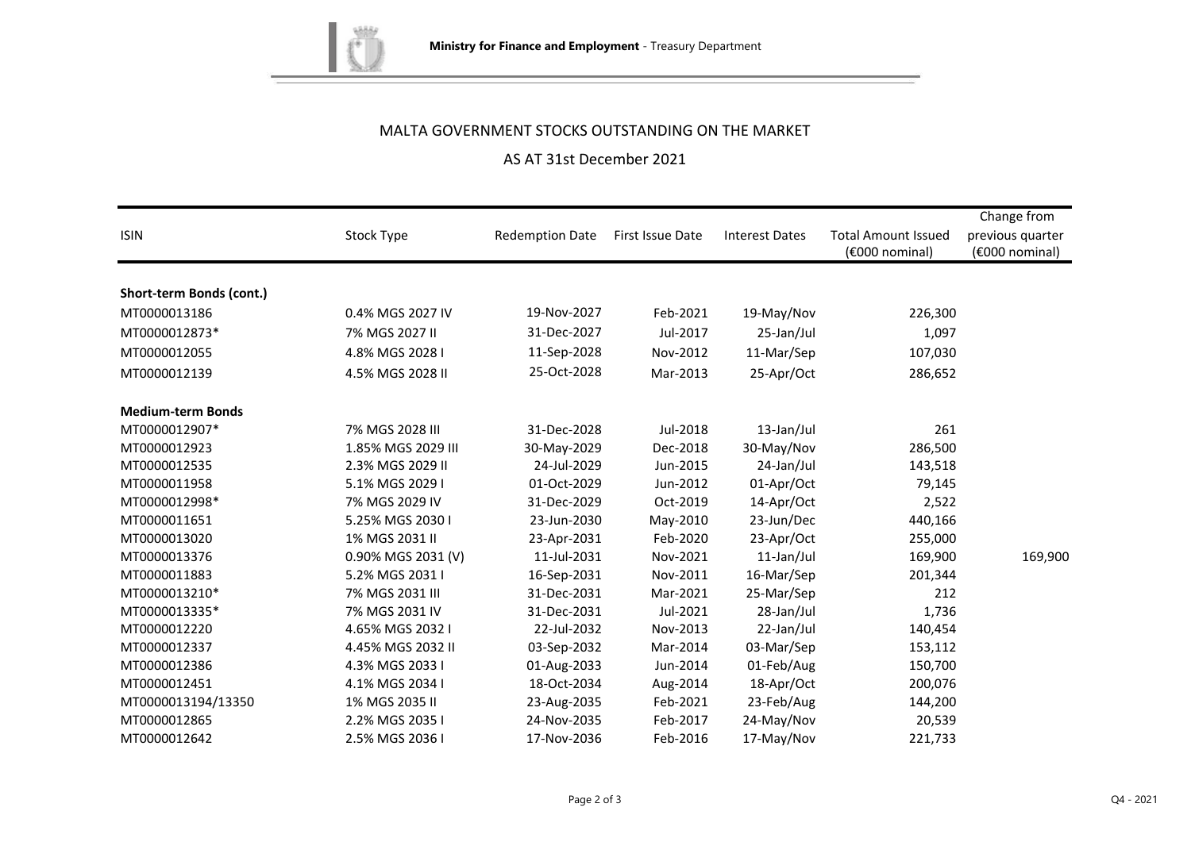Ministry for Finance and Employment - Treasury Department

# MALTA GOVERNMENT STOCKS OUTSTANDING ON THE MARKET

## AS AT 31st December 2021

| ISIN | Stock Type | Redemption Date | First Issue Date | Interest Dates | Total Amount Issued (€000 nominal) | Change from previous quarter (€000 nominal) |
|---|---|---|---|---|---|---|
| **Short-term Bonds (cont.)** | | | | | | |
| MT0000013186 | 0.4% MGS 2027 IV | 19-Nov-2027 | Feb-2021 | 19-May/Nov | 226,300 | |
| MT0000012873* | 7% MGS 2027 II | 31-Dec-2027 | Jul-2017 | 25-Jan/Jul | 1,097 | |
| MT0000012055 | 4.8% MGS 2028 I | 11-Sep-2028 | Nov-2012 | 11-Mar/Sep | 107,030 | |
| MT0000012139 | 4.5% MGS 2028 II | 25-Oct-2028 | Mar-2013 | 25-Apr/Oct | 286,652 | |
| **Medium-term Bonds** | | | | | | |
| MT0000012907* | 7% MGS 2028 III | 31-Dec-2028 | Jul-2018 | 13-Jan/Jul | 261 | |
| MT0000012923 | 1.85% MGS 2029 III | 30-May-2029 | Dec-2018 | 30-May/Nov | 286,500 | |
| MT0000012535 | 2.3% MGS 2029 II | 24-Jul-2029 | Jun-2015 | 24-Jan/Jul | 143,518 | |
| MT0000011958 | 5.1% MGS 2029 I | 01-Oct-2029 | Jun-2012 | 01-Apr/Oct | 79,145 | |
| MT0000012998* | 7% MGS 2029 IV | 31-Dec-2029 | Oct-2019 | 14-Apr/Oct | 2,522 | |
| MT0000011651 | 5.25% MGS 2030 I | 23-Jun-2030 | May-2010 | 23-Jun/Dec | 440,166 | |
| MT0000013020 | 1% MGS 2031 II | 23-Apr-2031 | Feb-2020 | 23-Apr/Oct | 255,000 | |
| MT0000013376 | 0.90% MGS 2031 (V) | 11-Jul-2031 | Nov-2021 | 11-Jan/Jul | 169,900 | 169,900 |
| MT0000011883 | 5.2% MGS 2031 I | 16-Sep-2031 | Nov-2011 | 16-Mar/Sep | 201,344 | |
| MT0000013210* | 7% MGS 2031 III | 31-Dec-2031 | Mar-2021 | 25-Mar/Sep | 212 | |
| MT0000013335* | 7% MGS 2031 IV | 31-Dec-2031 | Jul-2021 | 28-Jan/Jul | 1,736 | |
| MT0000012220 | 4.65% MGS 2032 I | 22-Jul-2032 | Nov-2013 | 22-Jan/Jul | 140,454 | |
| MT0000012337 | 4.45% MGS 2032 II | 03-Sep-2032 | Mar-2014 | 03-Mar/Sep | 153,112 | |
| MT0000012386 | 4.3% MGS 2033 I | 01-Aug-2033 | Jun-2014 | 01-Feb/Aug | 150,700 | |
| MT0000012451 | 4.1% MGS 2034 I | 18-Oct-2034 | Aug-2014 | 18-Apr/Oct | 200,076 | |
| MT0000013194/13350 | 1% MGS 2035 II | 23-Aug-2035 | Feb-2021 | 23-Feb/Aug | 144,200 | |
| MT0000012865 | 2.2% MGS 2035 I | 24-Nov-2035 | Feb-2017 | 24-May/Nov | 20,539 | |
| MT0000012642 | 2.5% MGS 2036 I | 17-Nov-2036 | Feb-2016 | 17-May/Nov | 221,733 | |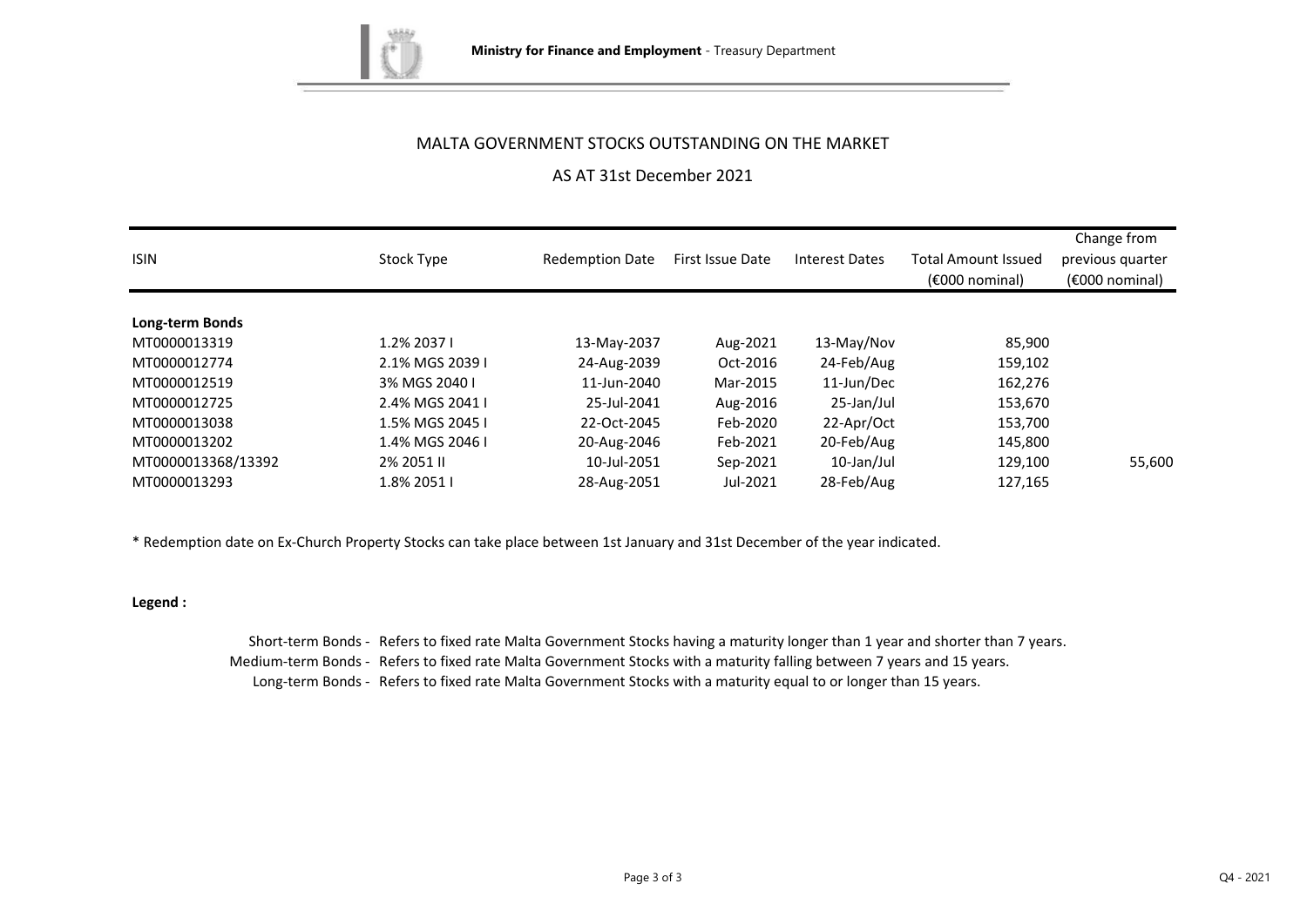Ministry for Finance and Employment - Treasury Department

# MALTA GOVERNMENT STOCKS OUTSTANDING ON THE MARKET

## AS AT 31st December 2021

| ISIN | Stock Type | Redemption Date | First Issue Date | Interest Dates | Total Amount Issued (€000 nominal) | Change from previous quarter (€000 nominal) |
|---|---|---|---|---|---|---|
| **Long-term Bonds** | | | | | | |
| MT0000013319 | 1.2% 2037 I | 13-May-2037 | Aug-2021 | 13-May/Nov | 85,900 | |
| MT0000012774 | 2.1% MGS 2039 I | 24-Aug-2039 | Oct-2016 | 24-Feb/Aug | 159,102 | |
| MT0000012519 | 3% MGS 2040 I | 11-Jun-2040 | Mar-2015 | 11-Jun/Dec | 162,276 | |
| MT0000012725 | 2.4% MGS 2041 I | 25-Jul-2041 | Aug-2016 | 25-Jan/Jul | 153,670 | |
| MT0000013038 | 1.5% MGS 2045 I | 22-Oct-2045 | Feb-2020 | 22-Apr/Oct | 153,700 | |
| MT0000013202 | 1.4% MGS 2046 I | 20-Aug-2046 | Feb-2021 | 20-Feb/Aug | 145,800 | |
| MT0000013368/13392 | 2% 2051 II | 10-Jul-2051 | Sep-2021 | 10-Jan/Jul | 129,100 | 55,600 |
| MT0000013293 | 1.8% 2051 I | 28-Aug-2051 | Jul-2021 | 28-Feb/Aug | 127,165 | |

* Redemption date on Ex-Church Property Stocks can take place between 1st January and 31st December of the year indicated.

**Legend :**

Short-term Bonds - Refers to fixed rate Malta Government Stocks having a maturity longer than 1 year and shorter than 7 years.

Medium-term Bonds - Refers to fixed rate Malta Government Stocks with a maturity falling between 7 years and 15 years.

Long-term Bonds - Refers to fixed rate Malta Government Stocks with a maturity equal to or longer than 15 years.